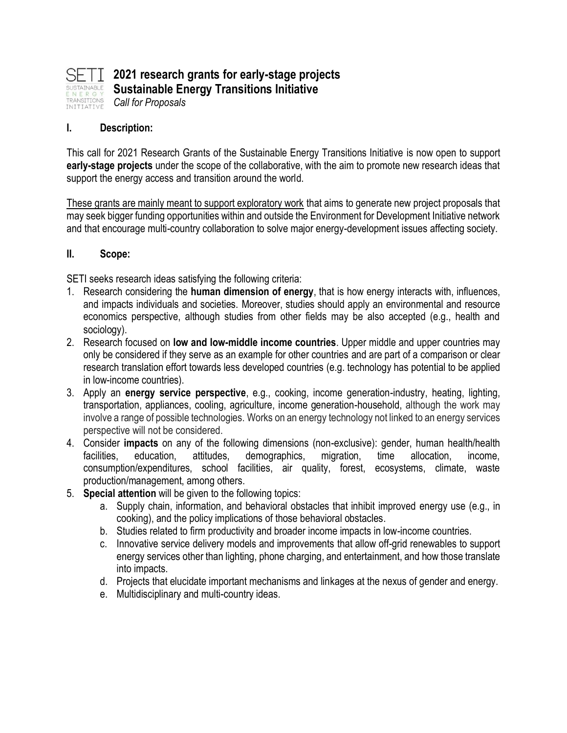# 2021 research grants for early-stage projects

## Sustainable Energy Transitions Initiative

*Call for Proposals*

## I. Description:

This call for 2021 Research Grants of the Sustainable Energy Transitions Initiative is now open to support **early-stage projects** under the scope of the collaborative, with the aim to promote new research ideas that support the energy access and transition around the world.

<u>These grants are mainly meant to support exploratory work</u> that aims to generate new project proposals that may seek bigger funding opportunities within and outside the Environment for Development Initiative network and that encourage multi-country collaboration to solve major energy-development issues affecting society.

## II. Scope:

SETI seeks research ideas satisfying the following criteria:

1. Research considering the **human dimension of energy**, that is how energy interacts with, influences, and impacts individuals and societies. Moreover, studies should apply an environmental and resource economics perspective, although studies from other fields may be also accepted (e.g., health and sociology).
2. Research focused on **low and low-middle income countries**. Upper middle and upper countries may only be considered if they serve as an example for other countries and are part of a comparison or clear research translation effort towards less developed countries (e.g. technology has potential to be applied in low-income countries).
3. Apply an **energy service perspective**, e.g., cooking, income generation-industry, heating, lighting, transportation, appliances, cooling, agriculture, income generation-household, although the work may involve a range of possible technologies. Works on an energy technology not linked to an energy services perspective will not be considered.
4. Consider **impacts** on any of the following dimensions (non-exclusive): gender, human health/health facilities, education, attitudes, demographics, migration, time allocation, income, consumption/expenditures, school facilities, air quality, forest, ecosystems, climate, waste production/management, among others.
5. **Special attention** will be given to the following topics:
   a. Supply chain, information, and behavioral obstacles that inhibit improved energy use (e.g., in cooking), and the policy implications of those behavioral obstacles.
   b. Studies related to firm productivity and broader income impacts in low-income countries.
   c. Innovative service delivery models and improvements that allow off-grid renewables to support energy services other than lighting, phone charging, and entertainment, and how those translate into impacts.
   d. Projects that elucidate important mechanisms and linkages at the nexus of gender and energy.
   e. Multidisciplinary and multi-country ideas.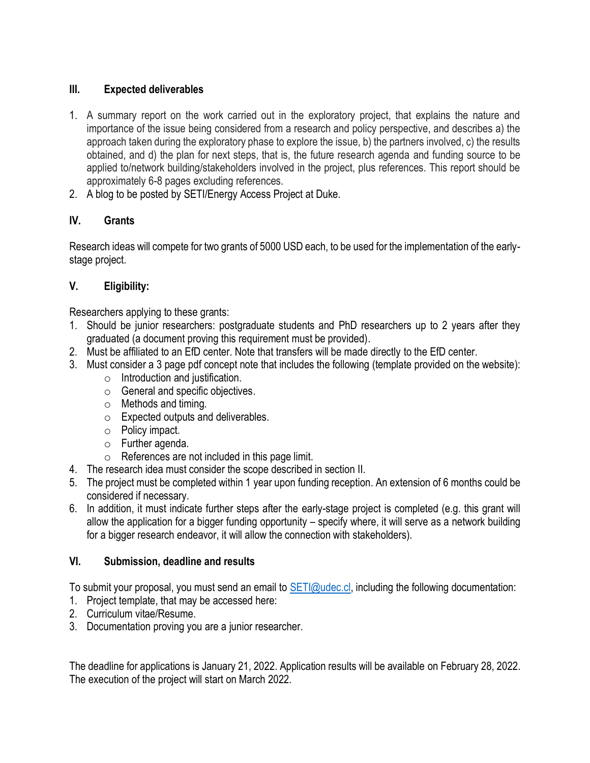## III. Expected deliverables

1. A summary report on the work carried out in the exploratory project, that explains the nature and importance of the issue being considered from a research and policy perspective, and describes a) the approach taken during the exploratory phase to explore the issue, b) the partners involved, c) the results obtained, and d) the plan for next steps, that is, the future research agenda and funding source to be applied to/network building/stakeholders involved in the project, plus references. This report should be approximately 6-8 pages excluding references.
2. A blog to be posted by SETI/Energy Access Project at Duke.

## IV. Grants

Research ideas will compete for two grants of 5000 USD each, to be used for the implementation of the early-stage project.

## V. Eligibility:

Researchers applying to these grants:

1. Should be junior researchers: postgraduate students and PhD researchers up to 2 years after they graduated (a document proving this requirement must be provided).
2. Must be affiliated to an EfD center. Note that transfers will be made directly to the EfD center.
3. Must consider a 3 page pdf concept note that includes the following (template provided on the website):
   - Introduction and justification.
   - General and specific objectives.
   - Methods and timing.
   - Expected outputs and deliverables.
   - Policy impact.
   - Further agenda.
   - References are not included in this page limit.
4. The research idea must consider the scope described in section II.
5. The project must be completed within 1 year upon funding reception. An extension of 6 months could be considered if necessary.
6. In addition, it must indicate further steps after the early-stage project is completed (e.g. this grant will allow the application for a bigger funding opportunity – specify where, it will serve as a network building for a bigger research endeavor, it will allow the connection with stakeholders).

## VI. Submission, deadline and results

To submit your proposal, you must send an email to [SETI@udec.cl](mailto:SETI@udec.cl), including the following documentation:

1. Project template, that may be accessed here:
2. Curriculum vitae/Resume.
3. Documentation proving you are a junior researcher.

The deadline for applications is January 21, 2022. Application results will be available on February 28, 2022. The execution of the project will start on March 2022.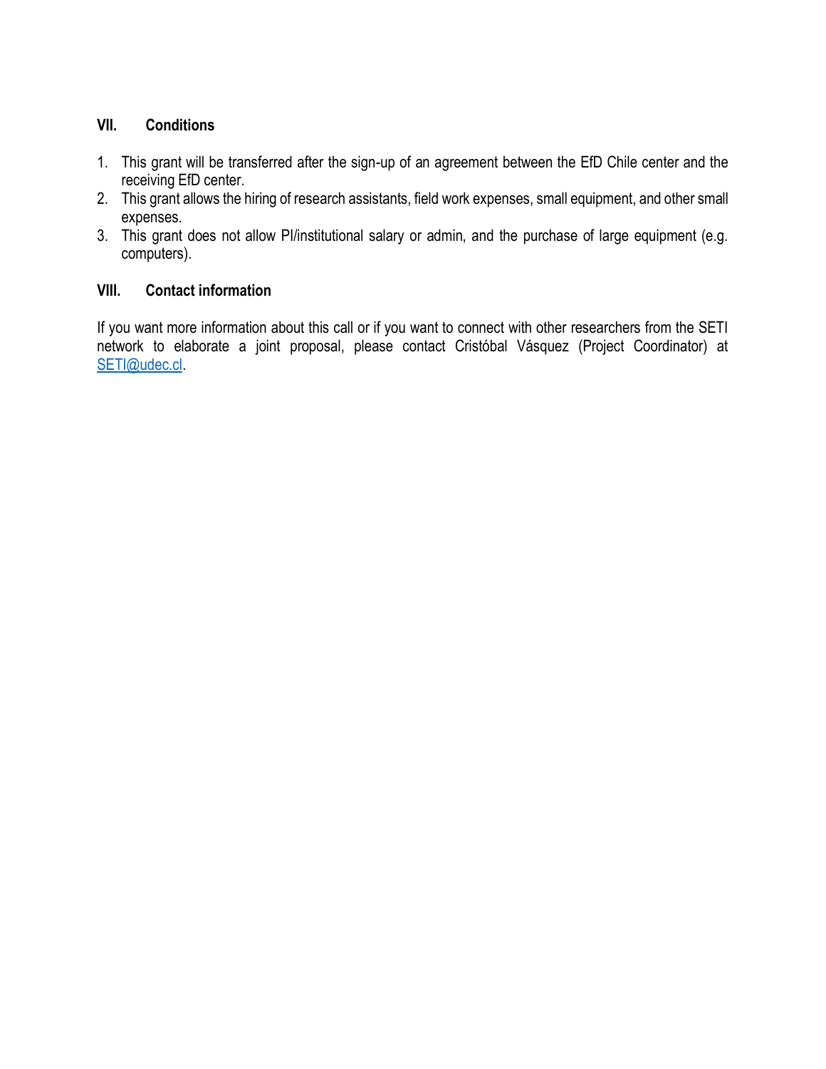## VII. Conditions

1. This grant will be transferred after the sign-up of an agreement between the EfD Chile center and the receiving EfD center.
2. This grant allows the hiring of research assistants, field work expenses, small equipment, and other small expenses.
3. This grant does not allow PI/institutional salary or admin, and the purchase of large equipment (e.g. computers).

## VIII. Contact information

If you want more information about this call or if you want to connect with other researchers from the SETI network to elaborate a joint proposal, please contact Cristóbal Vásquez (Project Coordinator) at SETI@udec.cl.